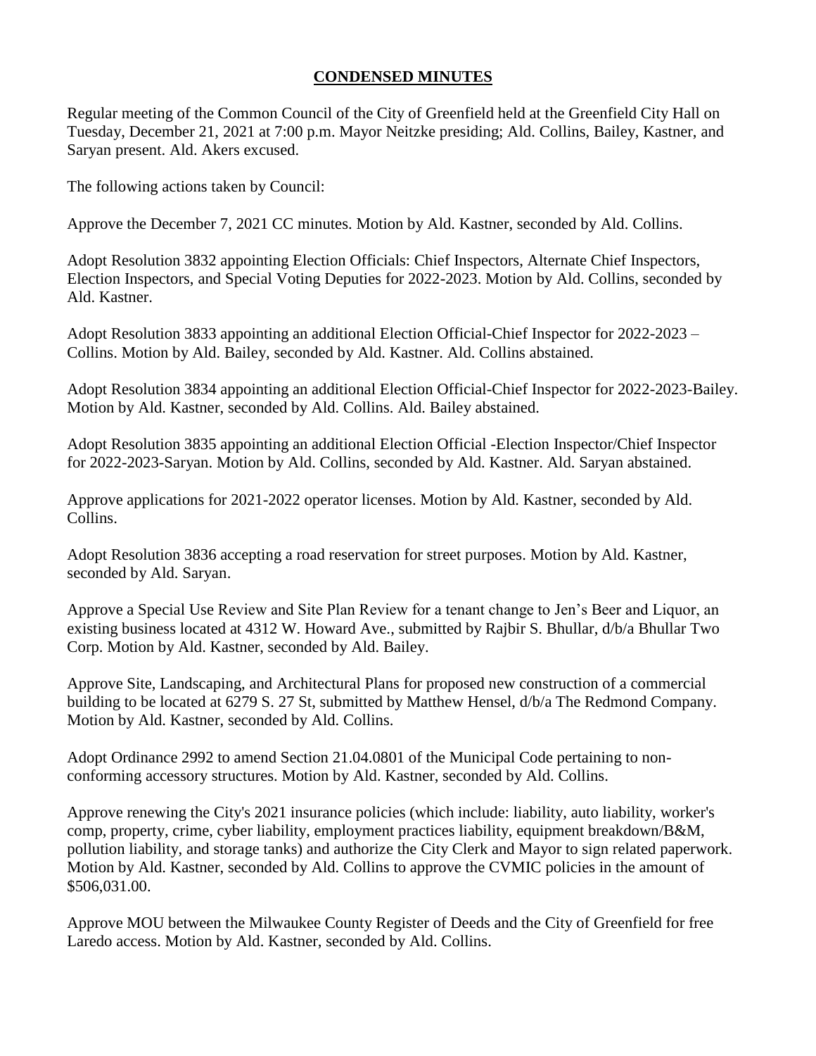# **CONDENSED MINUTES**

Regular meeting of the Common Council of the City of Greenfield held at the Greenfield City Hall on Tuesday, December 21, 2021 at 7:00 p.m. Mayor Neitzke presiding; Ald. Collins, Bailey, Kastner, and Saryan present. Ald. Akers excused.

The following actions taken by Council:

Approve the December 7, 2021 CC minutes. Motion by Ald. Kastner, seconded by Ald. Collins.

Adopt Resolution 3832 appointing Election Officials: Chief Inspectors, Alternate Chief Inspectors, Election Inspectors, and Special Voting Deputies for 2022-2023. Motion by Ald. Collins, seconded by Ald. Kastner.

Adopt Resolution 3833 appointing an additional Election Official-Chief Inspector for 2022-2023 – Collins. Motion by Ald. Bailey, seconded by Ald. Kastner. Ald. Collins abstained.

Adopt Resolution 3834 appointing an additional Election Official-Chief Inspector for 2022-2023-Bailey. Motion by Ald. Kastner, seconded by Ald. Collins. Ald. Bailey abstained.

Adopt Resolution 3835 appointing an additional Election Official -Election Inspector/Chief Inspector for 2022-2023-Saryan. Motion by Ald. Collins, seconded by Ald. Kastner. Ald. Saryan abstained.

Approve applications for 2021-2022 operator licenses. Motion by Ald. Kastner, seconded by Ald. Collins.

Adopt Resolution 3836 accepting a road reservation for street purposes. Motion by Ald. Kastner, seconded by Ald. Saryan.

Approve a Special Use Review and Site Plan Review for a tenant change to Jen's Beer and Liquor, an existing business located at 4312 W. Howard Ave., submitted by Rajbir S. Bhullar, d/b/a Bhullar Two Corp. Motion by Ald. Kastner, seconded by Ald. Bailey.

Approve Site, Landscaping, and Architectural Plans for proposed new construction of a commercial building to be located at 6279 S. 27 St, submitted by Matthew Hensel, d/b/a The Redmond Company. Motion by Ald. Kastner, seconded by Ald. Collins.

Adopt Ordinance 2992 to amend Section 21.04.0801 of the Municipal Code pertaining to non-conforming accessory structures. Motion by Ald. Kastner, seconded by Ald. Collins.

Approve renewing the City's 2021 insurance policies (which include: liability, auto liability, worker's comp, property, crime, cyber liability, employment practices liability, equipment breakdown/B&M, pollution liability, and storage tanks) and authorize the City Clerk and Mayor to sign related paperwork. Motion by Ald. Kastner, seconded by Ald. Collins to approve the CVMIC policies in the amount of $506,031.00.

Approve MOU between the Milwaukee County Register of Deeds and the City of Greenfield for free Laredo access. Motion by Ald. Kastner, seconded by Ald. Collins.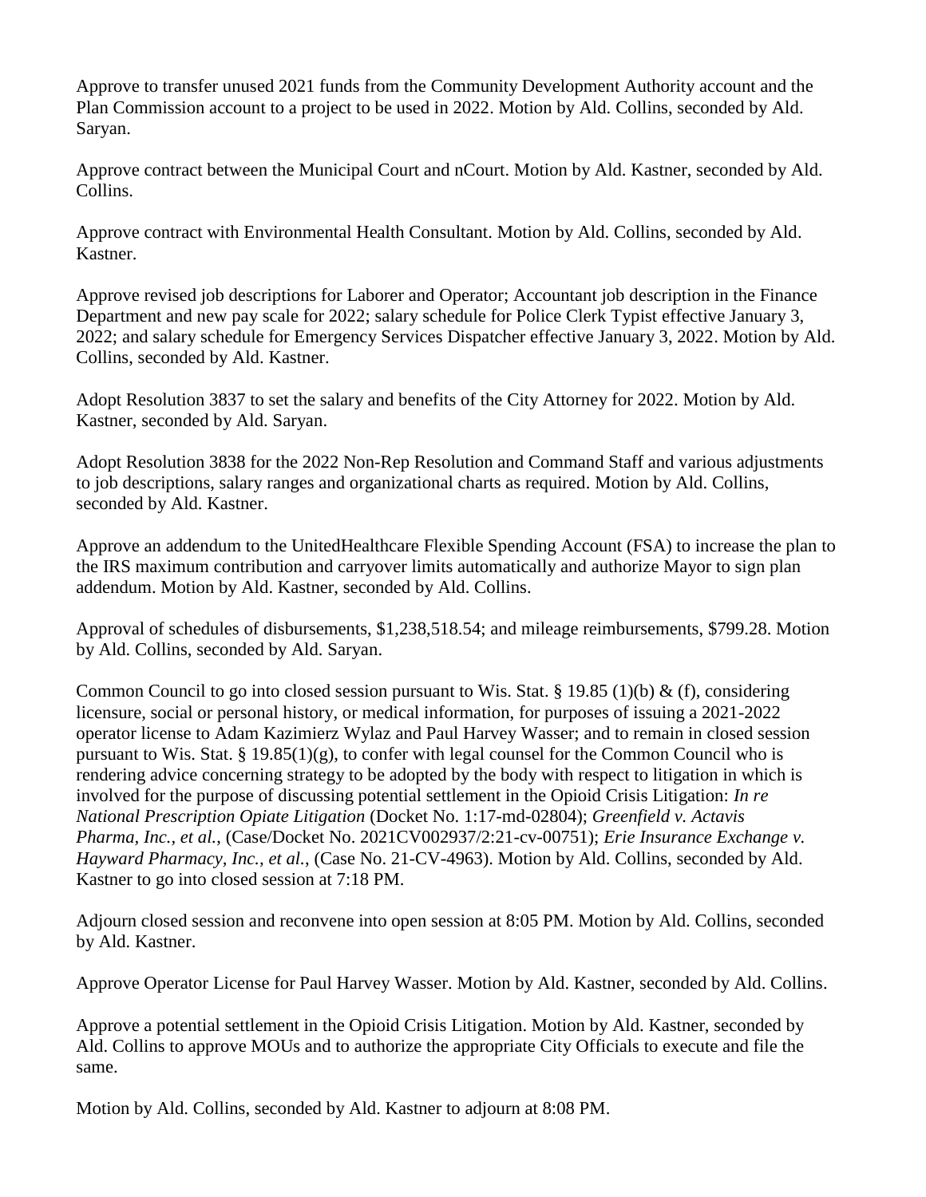Approve to transfer unused 2021 funds from the Community Development Authority account and the Plan Commission account to a project to be used in 2022. Motion by Ald. Collins, seconded by Ald. Saryan.

Approve contract between the Municipal Court and nCourt. Motion by Ald. Kastner, seconded by Ald. Collins.

Approve contract with Environmental Health Consultant. Motion by Ald. Collins, seconded by Ald. Kastner.

Approve revised job descriptions for Laborer and Operator; Accountant job description in the Finance Department and new pay scale for 2022; salary schedule for Police Clerk Typist effective January 3, 2022; and salary schedule for Emergency Services Dispatcher effective January 3, 2022. Motion by Ald. Collins, seconded by Ald. Kastner.

Adopt Resolution 3837 to set the salary and benefits of the City Attorney for 2022. Motion by Ald. Kastner, seconded by Ald. Saryan.

Adopt Resolution 3838 for the 2022 Non-Rep Resolution and Command Staff and various adjustments to job descriptions, salary ranges and organizational charts as required. Motion by Ald. Collins, seconded by Ald. Kastner.

Approve an addendum to the UnitedHealthcare Flexible Spending Account (FSA) to increase the plan to the IRS maximum contribution and carryover limits automatically and authorize Mayor to sign plan addendum. Motion by Ald. Kastner, seconded by Ald. Collins.

Approval of schedules of disbursements, $1,238,518.54; and mileage reimbursements, $799.28. Motion by Ald. Collins, seconded by Ald. Saryan.

Common Council to go into closed session pursuant to Wis. Stat. § 19.85 (1)(b) & (f), considering licensure, social or personal history, or medical information, for purposes of issuing a 2021-2022 operator license to Adam Kazimierz Wylaz and Paul Harvey Wasser; and to remain in closed session pursuant to Wis. Stat. § 19.85(1)(g), to confer with legal counsel for the Common Council who is rendering advice concerning strategy to be adopted by the body with respect to litigation in which is involved for the purpose of discussing potential settlement in the Opioid Crisis Litigation: *In re National Prescription Opiate Litigation* (Docket No. 1:17-md-02804); *Greenfield v. Actavis Pharma, Inc., et al.*, (Case/Docket No. 2021CV002937/2:21-cv-00751); *Erie Insurance Exchange v. Hayward Pharmacy, Inc., et al.*, (Case No. 21-CV-4963). Motion by Ald. Collins, seconded by Ald. Kastner to go into closed session at 7:18 PM.

Adjourn closed session and reconvene into open session at 8:05 PM. Motion by Ald. Collins, seconded by Ald. Kastner.

Approve Operator License for Paul Harvey Wasser. Motion by Ald. Kastner, seconded by Ald. Collins.

Approve a potential settlement in the Opioid Crisis Litigation. Motion by Ald. Kastner, seconded by Ald. Collins to approve MOUs and to authorize the appropriate City Officials to execute and file the same.

Motion by Ald. Collins, seconded by Ald. Kastner to adjourn at 8:08 PM.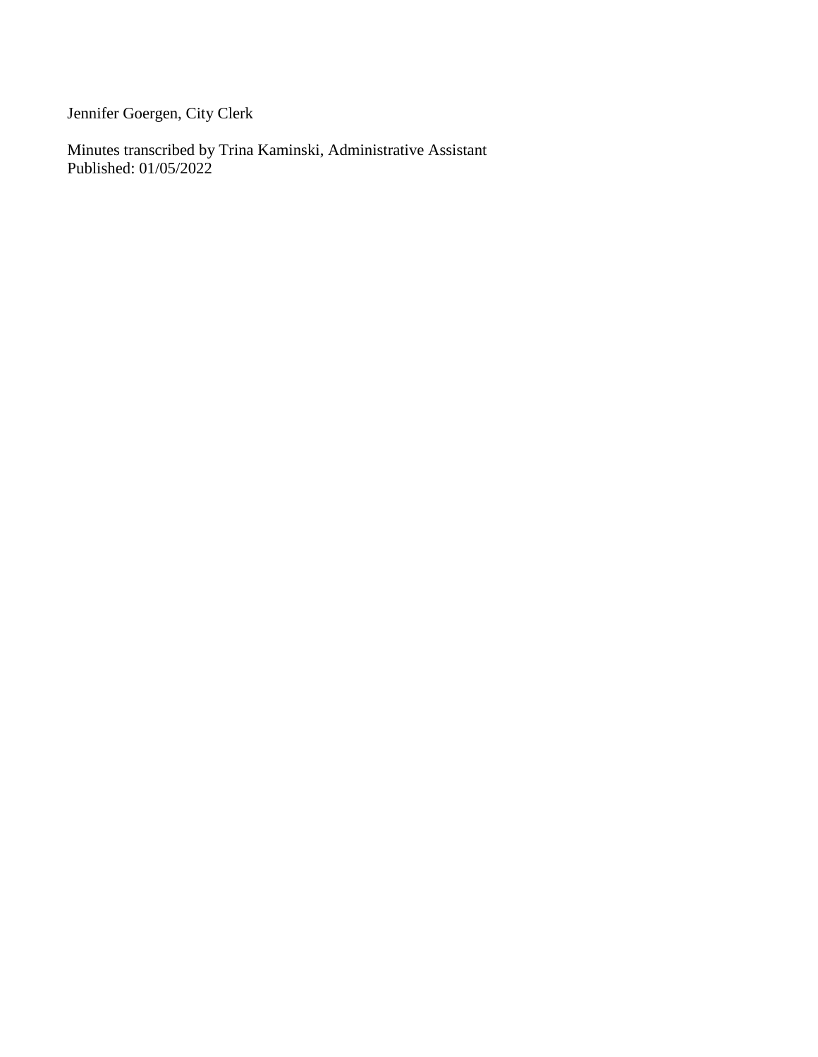Jennifer Goergen, City Clerk

Minutes transcribed by Trina Kaminski, Administrative Assistant
Published: 01/05/2022